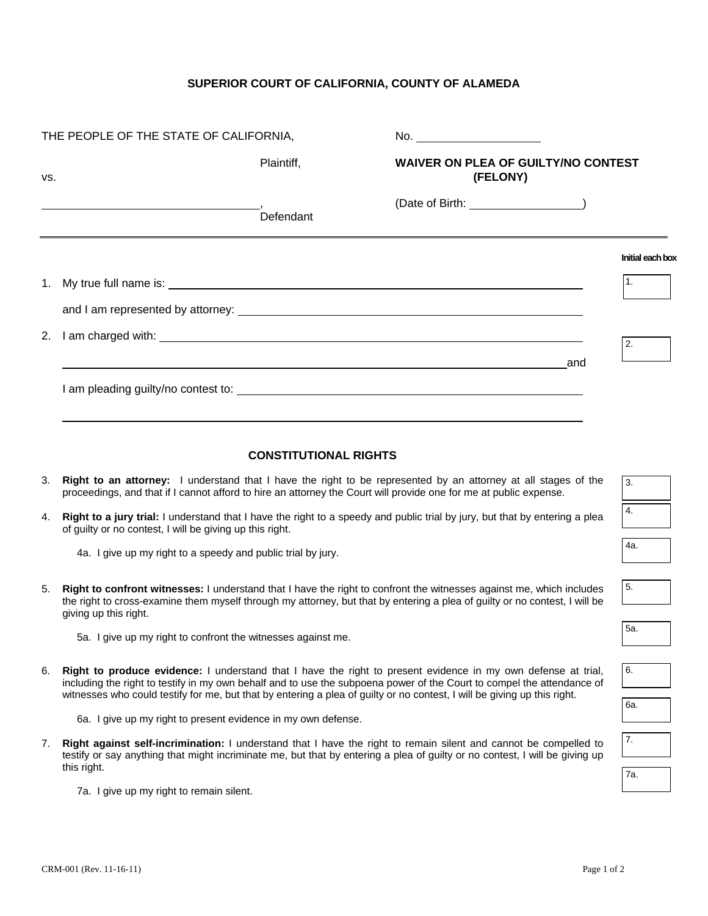**SUPERIOR COURT OF CALIFORNIA, COUNTY OF ALAMEDA**

THE PEOPLE OF THE STATE OF CALIFORNIA,

Plaintiff,

vs.

______________________________, Defendant

No. ____________________

**WAIVER ON PLEA OF GUILTY/NO CONTEST (FELONY)**

(Date of Birth: ________________)

**Initial each box**

1. My true full name is: ______________________________________________ [1. ____]

   and I am represented by attorney: ______________________________________________

2. I am charged with: ______________________________________________ [2. ____]

   ______________________________________________ and

   I am pleading guilty/no contest to: ______________________________________________

   ______________________________________________

## CONSTITUTIONAL RIGHTS

3. **Right to an attorney:** I understand that I have the right to be represented by an attorney at all stages of the proceedings, and that if I cannot afford to hire an attorney the Court will provide one for me at public expense. [3. ____]

4. **Right to a jury trial:** I understand that I have the right to a speedy and public trial by jury, but that by entering a plea of guilty or no contest, I will be giving up this right. [4. ____]

   4a. I give up my right to a speedy and public trial by jury. [4a. ____]

5. **Right to confront witnesses:** I understand that I have the right to confront the witnesses against me, which includes the right to cross-examine them myself through my attorney, but that by entering a plea of guilty or no contest, I will be giving up this right. [5. ____]

   5a. I give up my right to confront the witnesses against me. [5a. ____]

6. **Right to produce evidence:** I understand that I have the right to present evidence in my own defense at trial, including the right to testify in my own behalf and to use the subpoena power of the Court to compel the attendance of witnesses who could testify for me, but that by entering a plea of guilty or no contest, I will be giving up this right. [6. ____]

   6a. I give up my right to present evidence in my own defense. [6a. ____]

7. **Right against self-incrimination:** I understand that I have the right to remain silent and cannot be compelled to testify or say anything that might incriminate me, but that by entering a plea of guilty or no contest, I will be giving up this right. [7. ____]

   7a. I give up my right to remain silent. [7a. ____]

CRM-001 (Rev. 11-16-11)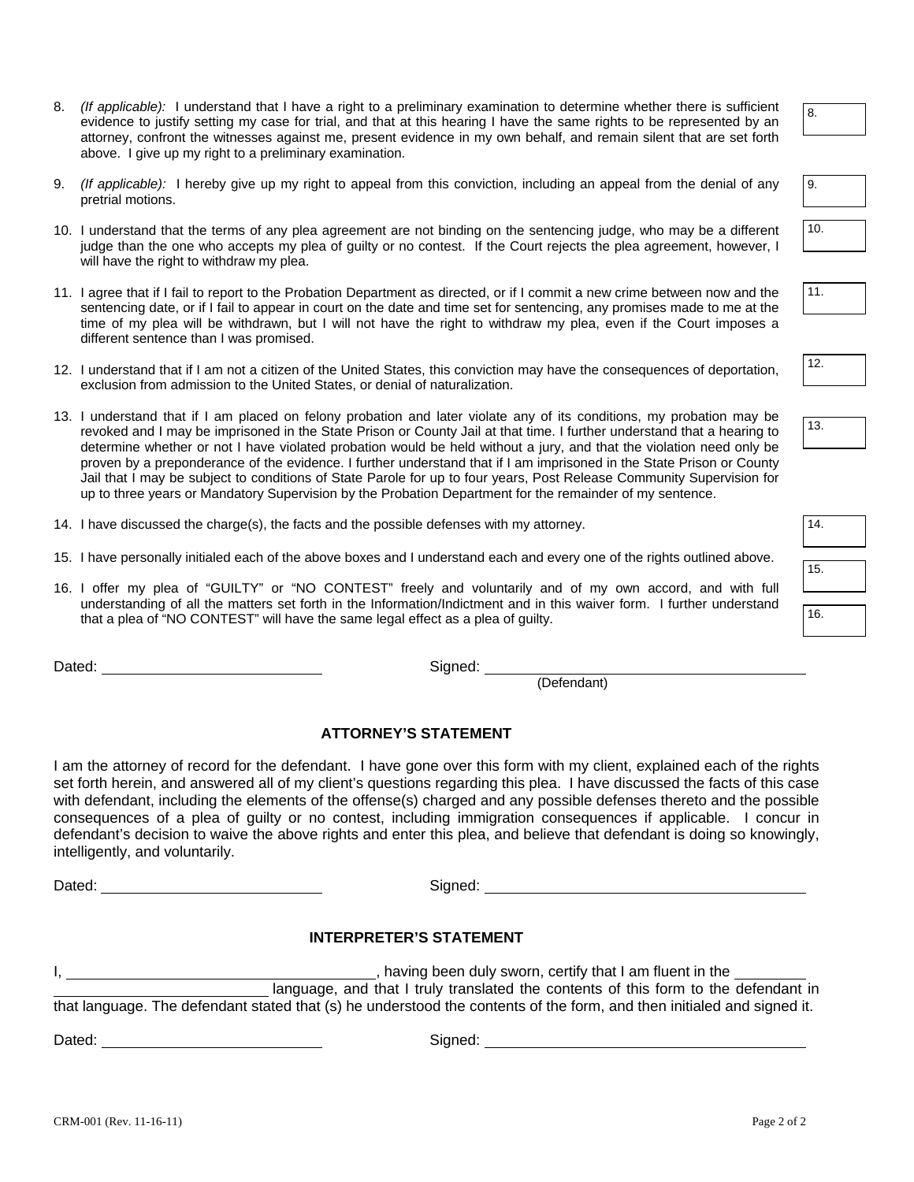8. *(If applicable):* I understand that I have a right to a preliminary examination to determine whether there is sufficient evidence to justify setting my case for trial, and that at this hearing I have the same rights to be represented by an attorney, confront the witnesses against me, present evidence in my own behalf, and remain silent that are set forth above. I give up my right to a preliminary examination. [8. ____]

9. *(If applicable):* I hereby give up my right to appeal from this conviction, including an appeal from the denial of any pretrial motions. [9. ____]

10. I understand that the terms of any plea agreement are not binding on the sentencing judge, who may be a different judge than the one who accepts my plea of guilty or no contest. If the Court rejects the plea agreement, however, I will have the right to withdraw my plea. [10. ____]

11. I agree that if I fail to report to the Probation Department as directed, or if I commit a new crime between now and the sentencing date, or if I fail to appear in court on the date and time set for sentencing, any promises made to me at the time of my plea will be withdrawn, but I will not have the right to withdraw my plea, even if the Court imposes a different sentence than I was promised. [11. ____]

12. I understand that if I am not a citizen of the United States, this conviction may have the consequences of deportation, exclusion from admission to the United States, or denial of naturalization. [12. ____]

13. I understand that if I am placed on felony probation and later violate any of its conditions, my probation may be revoked and I may be imprisoned in the State Prison or County Jail at that time. I further understand that a hearing to determine whether or not I have violated probation would be held without a jury, and that the violation need only be proven by a preponderance of the evidence. I further understand that if I am imprisoned in the State Prison or County Jail that I may be subject to conditions of State Parole for up to four years, Post Release Community Supervision for up to three years or Mandatory Supervision by the Probation Department for the remainder of my sentence. [13. ____]

14. I have discussed the charge(s), the facts and the possible defenses with my attorney. [14. ____]

15. I have personally initialed each of the above boxes and I understand each and every one of the rights outlined above. [15. ____]

16. I offer my plea of "GUILTY" or "NO CONTEST" freely and voluntarily and of my own accord, and with full understanding of all the matters set forth in the Information/Indictment and in this waiver form. I further understand that a plea of "NO CONTEST" will have the same legal effect as a plea of guilty. [16. ____]

Dated: ____________________ Signed: ______________________________
(Defendant)

## ATTORNEY'S STATEMENT

I am the attorney of record for the defendant. I have gone over this form with my client, explained each of the rights set forth herein, and answered all of my client's questions regarding this plea. I have discussed the facts of this case with defendant, including the elements of the offense(s) charged and any possible defenses thereto and the possible consequences of a plea of guilty or no contest, including immigration consequences if applicable. I concur in defendant's decision to waive the above rights and enter this plea, and believe that defendant is doing so knowingly, intelligently, and voluntarily.

Dated: ____________________ Signed: ______________________________

## INTERPRETER'S STATEMENT

I, ______________________________, having been duly sworn, certify that I am fluent in the ____________________ language, and that I truly translated the contents of this form to the defendant in that language. The defendant stated that (s) he understood the contents of the form, and then initialed and signed it.

Dated: ____________________ Signed: ______________________________

CRM-001 (Rev. 11-16-11)